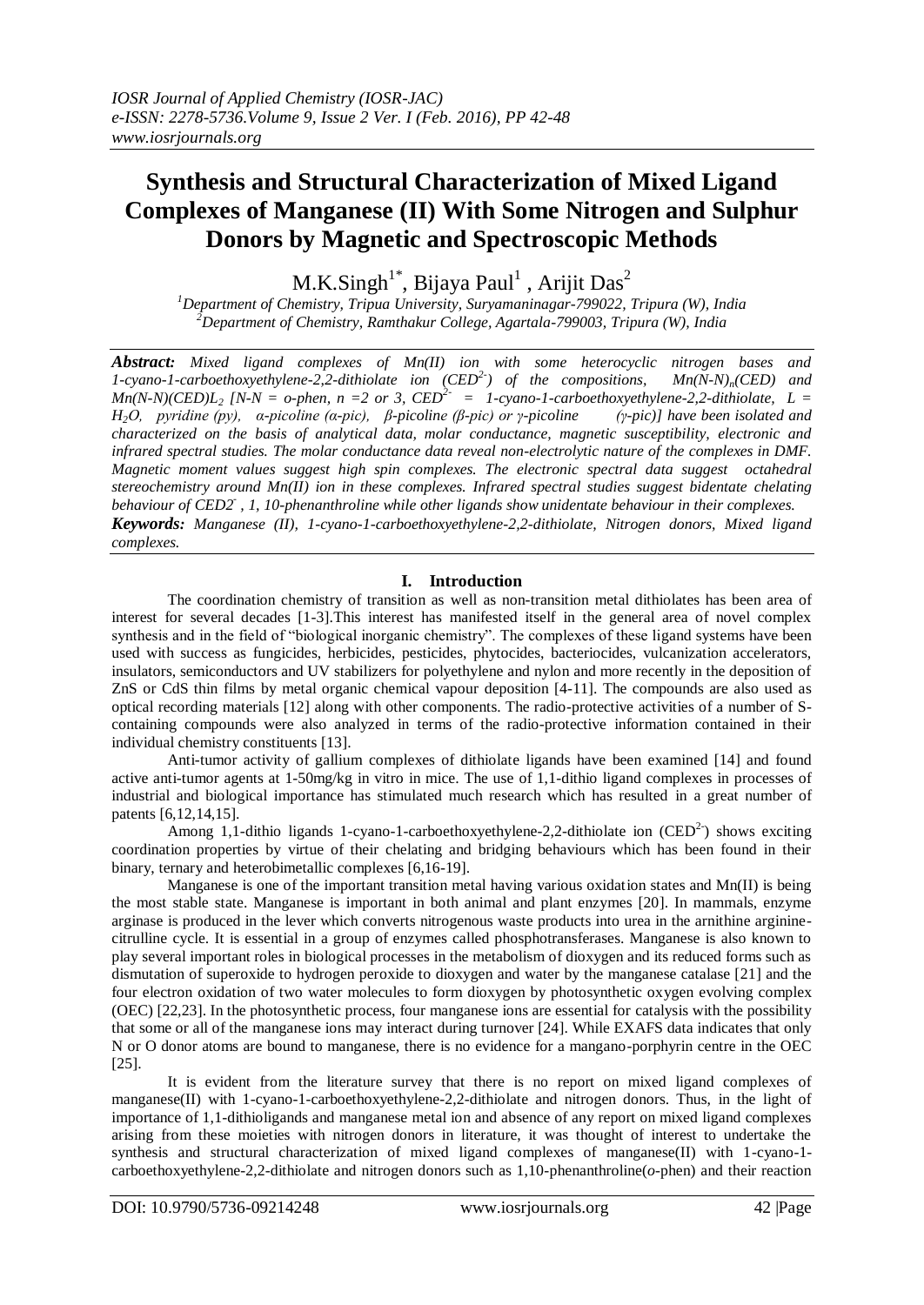# Synthesis and Structural Characterization of Mixed Ligand Complexes of Manganese (II) With Some Nitrogen and Sulphur Donors by Magnetic and Spectroscopic Methods

M.K.Singh[1*], Bijaya Paul[1], Arijit Das[2]

[1]*Department of Chemistry, Tripua University, Suryamaninagar-799022, Tripura (W), India*
[2]*Department of Chemistry, Ramthakur College, Agartala-799003, Tripura (W), India*

***Abstract:*** *Mixed ligand complexes of Mn(II) ion with some heterocyclic nitrogen bases and 1-cyano-1-carboethoxyethylene-2,2-dithiolate ion ($CED^{2-}$) of the compositions, $Mn(N\text{-}N)_n(CED)$ and $Mn(N\text{-}N)(CED)L_2$ [N-N = o-phen, n =2 or 3, $CED^{2-}$ = 1-cyano-1-carboethoxyethylene-2,2-dithiolate, L = $H_2O$, pyridine (py), α-picoline (α-pic), β-picoline (β-pic) or γ-picoline (γ-pic)] have been isolated and characterized on the basis of analytical data, molar conductance, magnetic susceptibility, electronic and infrared spectral studies. The molar conductance data reveal non-electrolytic nature of the complexes in DMF. Magnetic moment values suggest high spin complexes. The electronic spectral data suggest octahedral stereochemistry around Mn(II) ion in these complexes. Infrared spectral studies suggest bidentate chelating behaviour of $CED2^{-}$, 1, 10-phenanthroline while other ligands show unidentate behaviour in their complexes.*

***Keywords:*** *Manganese (II), 1-cyano-1-carboethoxyethylene-2,2-dithiolate, Nitrogen donors, Mixed ligand complexes.*

## I. Introduction

The coordination chemistry of transition as well as non-transition metal dithiolates has been area of interest for several decades [1-3].This interest has manifested itself in the general area of novel complex synthesis and in the field of "biological inorganic chemistry". The complexes of these ligand systems have been used with success as fungicides, herbicides, pesticides, phytocides, bacteriocides, vulcanization accelerators, insulators, semiconductors and UV stabilizers for polyethylene and nylon and more recently in the deposition of ZnS or CdS thin films by metal organic chemical vapour deposition [4-11]. The compounds are also used as optical recording materials [12] along with other components. The radio-protective activities of a number of S-containing compounds were also analyzed in terms of the radio-protective information contained in their individual chemistry constituents [13].

Anti-tumor activity of gallium complexes of dithiolate ligands have been examined [14] and found active anti-tumor agents at 1-50mg/kg in vitro in mice. The use of 1,1-dithio ligand complexes in processes of industrial and biological importance has stimulated much research which has resulted in a great number of patents [6,12,14,15].

Among 1,1-dithio ligands 1-cyano-1-carboethoxyethylene-2,2-dithiolate ion ($CED^{2-}$) shows exciting coordination properties by virtue of their chelating and bridging behaviours which has been found in their binary, ternary and heterobimetallic complexes [6,16-19].

Manganese is one of the important transition metal having various oxidation states and Mn(II) is being the most stable state. Manganese is important in both animal and plant enzymes [20]. In mammals, enzyme arginase is produced in the lever which converts nitrogenous waste products into urea in the arnithine arginine-citrulline cycle. It is essential in a group of enzymes called phosphotransferases. Manganese is also known to play several important roles in biological processes in the metabolism of dioxygen and its reduced forms such as dismutation of superoxide to hydrogen peroxide to dioxygen and water by the manganese catalase [21] and the four electron oxidation of two water molecules to form dioxygen by photosynthetic oxygen evolving complex (OEC) [22,23]. In the photosynthetic process, four manganese ions are essential for catalysis with the possibility that some or all of the manganese ions may interact during turnover [24]. While EXAFS data indicates that only N or O donor atoms are bound to manganese, there is no evidence for a mangano-porphyrin centre in the OEC [25].

It is evident from the literature survey that there is no report on mixed ligand complexes of manganese(II) with 1-cyano-1-carboethoxyethylene-2,2-dithiolate and nitrogen donors. Thus, in the light of importance of 1,1-dithioligands and manganese metal ion and absence of any report on mixed ligand complexes arising from these moieties with nitrogen donors in literature, it was thought of interest to undertake the synthesis and structural characterization of mixed ligand complexes of manganese(II) with 1-cyano-1-carboethoxyethylene-2,2-dithiolate and nitrogen donors such as 1,10-phenanthroline(*o*-phen) and their reaction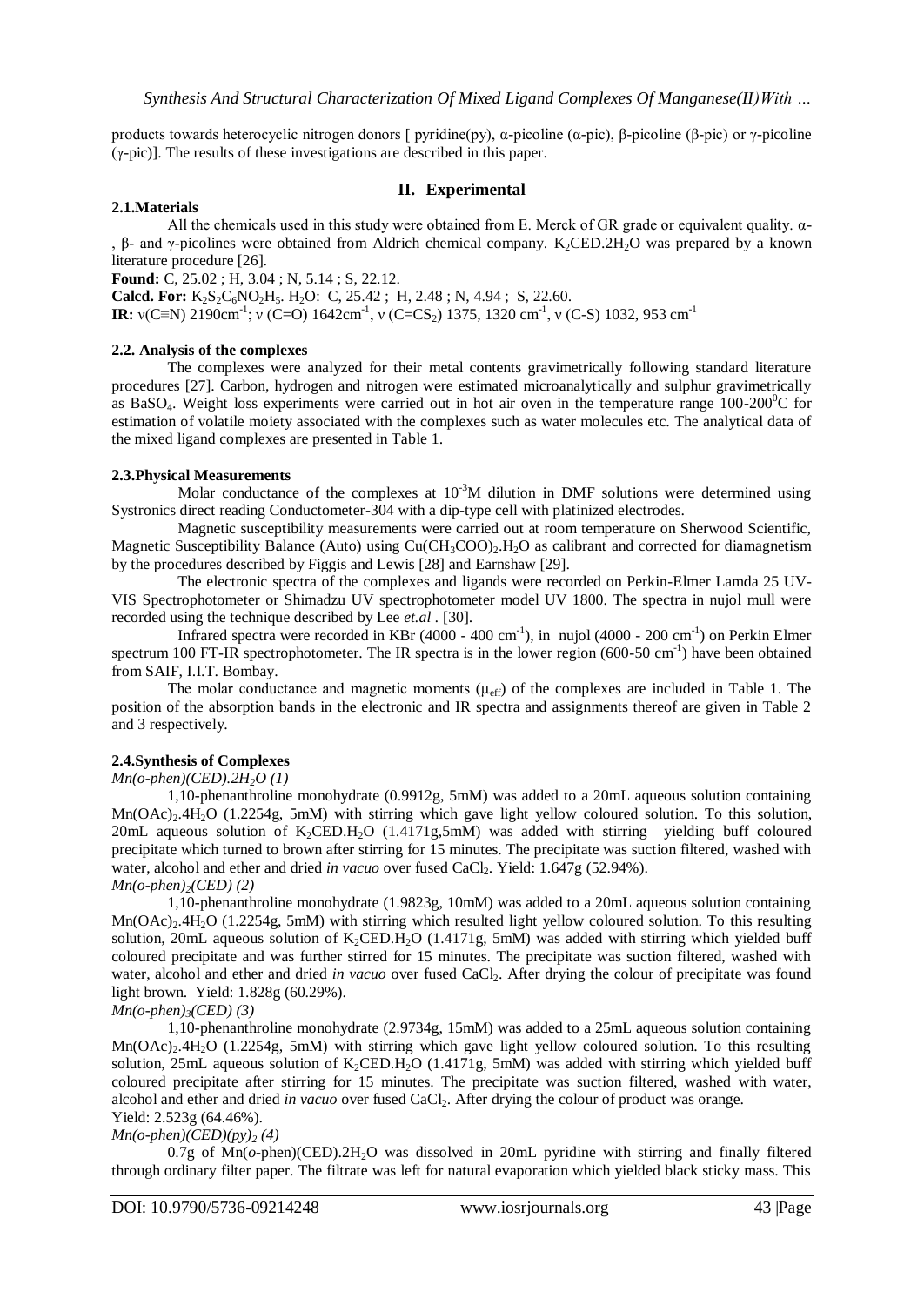products towards heterocyclic nitrogen donors [ pyridine(py), α-picoline (α-pic), β-picoline (β-pic) or γ-picoline (γ-pic)]. The results of these investigations are described in this paper.

## II. Experimental

### 2.1.Materials

All the chemicals used in this study were obtained from E. Merck of GR grade or equivalent quality. α-, β- and γ-picolines were obtained from Aldrich chemical company. $K_2CED.2H_2O$ was prepared by a known literature procedure [26].

**Found:** C, 25.02 ; H, 3.04 ; N, 5.14 ; S, 22.12.

**Calcd. For:** $K_2S_2C_6NO_2H_5$. $H_2O$: C, 25.42 ; H, 2.48 ; N, 4.94 ; S, 22.60.

**IR:** ν(C≡N) 2190cm$^{-1}$; ν (C=O) 1642cm$^{-1}$, ν ($C=CS_2$) 1375, 1320 cm$^{-1}$, ν (C-S) 1032, 953 cm$^{-1}$

### 2.2. Analysis of the complexes

The complexes were analyzed for their metal contents gravimetrically following standard literature procedures [27]. Carbon, hydrogen and nitrogen were estimated microanalytically and sulphur gravimetrically as $BaSO_4$. Weight loss experiments were carried out in hot air oven in the temperature range 100-200$^0$C for estimation of volatile moiety associated with the complexes such as water molecules etc. The analytical data of the mixed ligand complexes are presented in Table 1.

### 2.3.Physical Measurements

Molar conductance of the complexes at $10^{-3}$M dilution in DMF solutions were determined using Systronics direct reading Conductometer-304 with a dip-type cell with platinized electrodes.

Magnetic susceptibility measurements were carried out at room temperature on Sherwood Scientific, Magnetic Susceptibility Balance (Auto) using $Cu(CH_3COO)_2.H_2O$ as calibrant and corrected for diamagnetism by the procedures described by Figgis and Lewis [28] and Earnshaw [29].

The electronic spectra of the complexes and ligands were recorded on Perkin-Elmer Lamda 25 UV-VIS Spectrophotometer or Shimadzu UV spectrophotometer model UV 1800. The spectra in nujol mull were recorded using the technique described by Lee *et.al* . [30].

Infrared spectra were recorded in KBr (4000 - 400 cm$^{-1}$), in nujol (4000 - 200 cm$^{-1}$) on Perkin Elmer spectrum 100 FT-IR spectrophotometer. The IR spectra is in the lower region (600-50 cm$^{-1}$) have been obtained from SAIF, I.I.T. Bombay.

The molar conductance and magnetic moments ($\mu_{eff}$) of the complexes are included in Table 1. The position of the absorption bands in the electronic and IR spectra and assignments thereof are given in Table 2 and 3 respectively.

### 2.4.Synthesis of Complexes

*Mn(o-phen)(CED).2H$_2$O (1)*

1,10-phenanthroline monohydrate (0.9912g, 5mM) was added to a 20mL aqueous solution containing $Mn(OAc)_2.4H_2O$ (1.2254g, 5mM) with stirring which gave light yellow coloured solution. To this solution, 20mL aqueous solution of $K_2CED.H_2O$ (1.4171g,5mM) was added with stirring yielding buff coloured precipitate which turned to brown after stirring for 15 minutes. The precipitate was suction filtered, washed with water, alcohol and ether and dried *in vacuo* over fused $CaCl_2$. Yield: 1.647g (52.94%).

*Mn(o-phen)$_2$(CED) (2)*

1,10-phenanthroline monohydrate (1.9823g, 10mM) was added to a 20mL aqueous solution containing $Mn(OAc)_2.4H_2O$ (1.2254g, 5mM) with stirring which resulted light yellow coloured solution. To this resulting solution, 20mL aqueous solution of $K_2CED.H_2O$ (1.4171g, 5mM) was added with stirring which yielded buff coloured precipitate and was further stirred for 15 minutes. The precipitate was suction filtered, washed with water, alcohol and ether and dried *in vacuo* over fused $CaCl_2$. After drying the colour of precipitate was found light brown. Yield: 1.828g (60.29%).

*Mn(o-phen)$_3$(CED) (3)*

1,10-phenanthroline monohydrate (2.9734g, 15mM) was added to a 25mL aqueous solution containing $Mn(OAc)_2.4H_2O$ (1.2254g, 5mM) with stirring which gave light yellow coloured solution. To this resulting solution, 25mL aqueous solution of $K_2CED.H_2O$ (1.4171g, 5mM) was added with stirring which yielded buff coloured precipitate after stirring for 15 minutes. The precipitate was suction filtered, washed with water, alcohol and ether and dried *in vacuo* over fused $CaCl_2$. After drying the colour of product was orange.
Yield: 2.523g (64.46%).

*Mn(o-phen)(CED)(py)$_2$ (4)*

0.7g of Mn(*o*-phen)(CED).2H$_2$O was dissolved in 20mL pyridine with stirring and finally filtered through ordinary filter paper. The filtrate was left for natural evaporation which yielded black sticky mass. This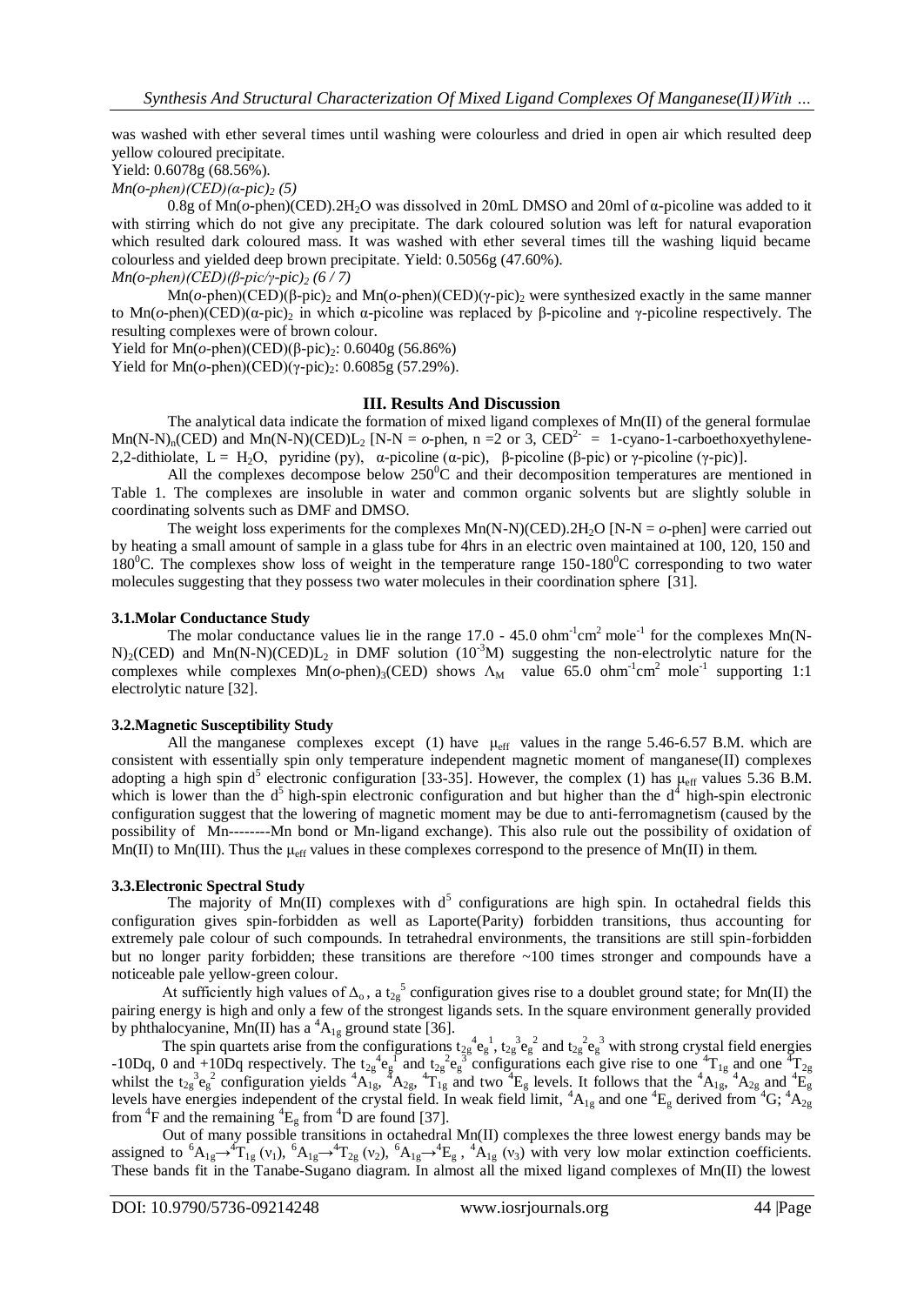was washed with ether several times until washing were colourless and dried in open air which resulted deep yellow coloured precipitate.

Yield: 0.6078g (68.56%).

*Mn(o-phen)(CED)(α-pic)$_2$ (5)*

0.8g of Mn(*o*-phen)(CED).2$H_2O$ was dissolved in 20mL DMSO and 20ml of α-picoline was added to it with stirring which do not give any precipitate. The dark coloured solution was left for natural evaporation which resulted dark coloured mass. It was washed with ether several times till the washing liquid became colourless and yielded deep brown precipitate. Yield: 0.5056g (47.60%).

*Mn(o-phen)(CED)(β-pic/γ-pic)$_2$ (6 / 7)*

Mn(*o*-phen)(CED)(β-pic)$_2$ and Mn(*o*-phen)(CED)(γ-pic)$_2$ were synthesized exactly in the same manner to Mn(*o*-phen)(CED)(α-pic)$_2$ in which α-picoline was replaced by β-picoline and γ-picoline respectively. The resulting complexes were of brown colour.

Yield for Mn(*o*-phen)(CED)(β-pic)$_2$: 0.6040g (56.86%)

Yield for Mn(*o*-phen)(CED)(γ-pic)$_2$: 0.6085g (57.29%).

## III. Results And Discussion

The analytical data indicate the formation of mixed ligand complexes of Mn(II) of the general formulae Mn(N-N)$_n$(CED) and Mn(N-N)(CED)L$_2$ [N-N = *o*-phen, n =2 or 3, CED$^{2-}$ = 1-cyano-1-carboethoxyethylene-2,2-dithiolate, L = $H_2O$, pyridine (py), α-picoline (α-pic), β-picoline (β-pic) or γ-picoline (γ-pic)].

All the complexes decompose below 250$^0$C and their decomposition temperatures are mentioned in Table 1. The complexes are insoluble in water and common organic solvents but are slightly soluble in coordinating solvents such as DMF and DMSO.

The weight loss experiments for the complexes Mn(N-N)(CED).2$H_2O$ [N-N = *o*-phen] were carried out by heating a small amount of sample in a glass tube for 4hrs in an electric oven maintained at 100, 120, 150 and 180$^0$C. The complexes show loss of weight in the temperature range 150-180$^0$C corresponding to two water molecules suggesting that they possess two water molecules in their coordination sphere [31].

### 3.1.Molar Conductance Study

The molar conductance values lie in the range 17.0 - 45.0 ohm$^{-1}$cm$^2$ mole$^{-1}$ for the complexes Mn(N-N)$_2$(CED) and Mn(N-N)(CED)L$_2$ in DMF solution ($10^{-3}$M) suggesting the non-electrolytic nature for the complexes while complexes Mn(*o*-phen)$_3$(CED) shows $\Lambda_M$ value 65.0 ohm$^{-1}$cm$^2$ mole$^{-1}$ supporting 1:1 electrolytic nature [32].

### 3.2.Magnetic Susceptibility Study

All the manganese complexes except (1) have $\mu_{eff}$ values in the range 5.46-6.57 B.M. which are consistent with essentially spin only temperature independent magnetic moment of manganese(II) complexes adopting a high spin $d^5$ electronic configuration [33-35]. However, the complex (1) has $\mu_{eff}$ values 5.36 B.M. which is lower than the $d^5$ high-spin electronic configuration and but higher than the $d^4$ high-spin electronic configuration suggest that the lowering of magnetic moment may be due to anti-ferromagnetism (caused by the possibility of Mn--------Mn bond or Mn-ligand exchange). This also rule out the possibility of oxidation of Mn(II) to Mn(III). Thus the $\mu_{eff}$ values in these complexes correspond to the presence of Mn(II) in them.

### 3.3.Electronic Spectral Study

The majority of Mn(II) complexes with $d^5$ configurations are high spin. In octahedral fields this configuration gives spin-forbidden as well as Laporte(Parity) forbidden transitions, thus accounting for extremely pale colour of such compounds. In tetrahedral environments, the transitions are still spin-forbidden but no longer parity forbidden; these transitions are therefore ~100 times stronger and compounds have a noticeable pale yellow-green colour.

At sufficiently high values of $\Delta_o$, a $t_{2g}^5$ configuration gives rise to a doublet ground state; for Mn(II) the pairing energy is high and only a few of the strongest ligands sets. In the square environment generally provided by phthalocyanine, Mn(II) has a $^4A_{1g}$ ground state [36].

The spin quartets arise from the configurations $t_{2g}^4e_g^1$, $t_{2g}^3e_g^2$ and $t_{2g}^2e_g^3$ with strong crystal field energies -10Dq, 0 and +10Dq respectively. The $t_{2g}^4e_g^1$ and $t_{2g}^2e_g^3$ configurations each give rise to one $^4T_{1g}$ and one $^4T_{2g}$ whilst the $t_{2g}^3e_g^2$ configuration yields $^4A_{1g}$, $^4A_{2g}$, $^4T_{1g}$ and two $^4E_g$ levels. It follows that the $^4A_{1g}$, $^4A_{2g}$ and $^4E_g$ levels have energies independent of the crystal field. In weak field limit, $^4A_{1g}$ and one $^4E_g$ derived from $^4G$; $^4A_{2g}$ from $^4F$ and the remaining $^4E_g$ from $^4D$ are found [37].

Out of many possible transitions in octahedral Mn(II) complexes the three lowest energy bands may be assigned to $^6A_{1g}\rightarrow{}^4T_{1g}$ ($\nu_1$), $^6A_{1g}\rightarrow{}^4T_{2g}$ ($\nu_2$), $^6A_{1g}\rightarrow{}^4E_g$ , $^4A_{1g}$ ($\nu_3$) with very low molar extinction coefficients. These bands fit in the Tanabe-Sugano diagram. In almost all the mixed ligand complexes of Mn(II) the lowest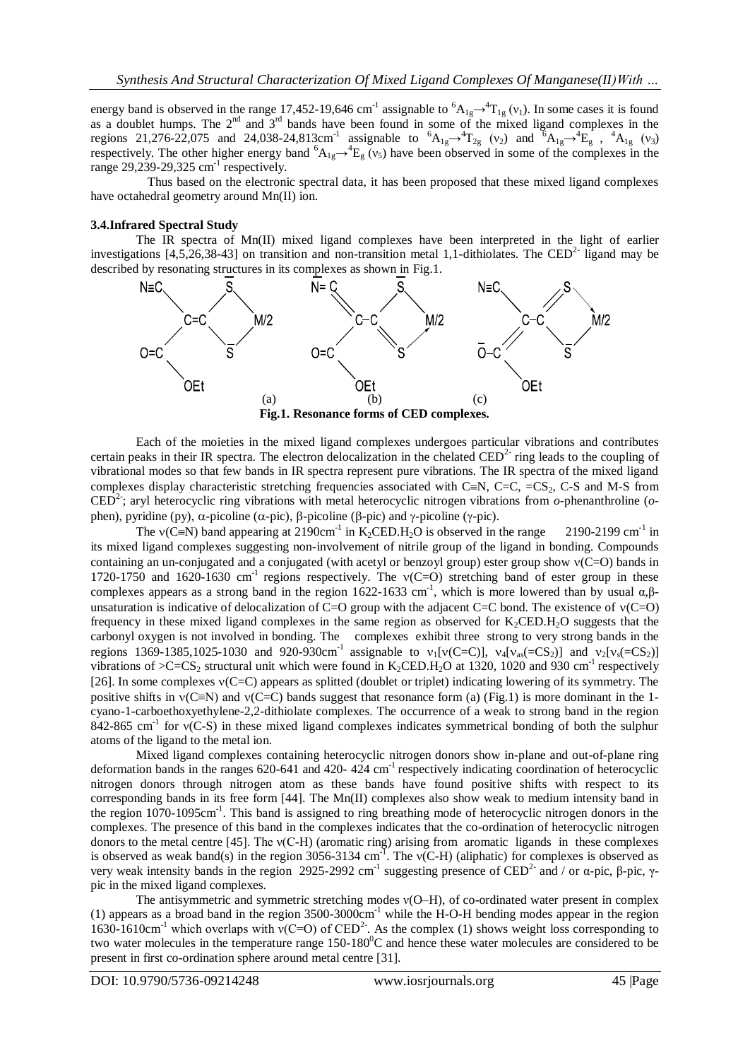energy band is observed in the range 17,452-19,646 cm$^{-1}$ assignable to $^6A_{1g}\rightarrow{}^4T_{1g}$ ($\nu_1$). In some cases it is found as a doublet humps. The 2$^{nd}$ and 3$^{rd}$ bands have been found in some of the mixed ligand complexes in the regions 21,276-22,075 and 24,038-24,813cm$^{-1}$ assignable to $^6A_{1g}\rightarrow{}^4T_{2g}$ ($\nu_2$) and $^6A_{1g}\rightarrow{}^4E_g$ , $^4A_{1g}$ ($\nu_3$) respectively. The other higher energy band $^6A_{1g}\rightarrow{}^4E_g$ ($\nu_5$) have been observed in some of the complexes in the range 29,239-29,325 cm$^{-1}$ respectively.

Thus based on the electronic spectral data, it has been proposed that these mixed ligand complexes have octahedral geometry around Mn(II) ion.

### 3.4. Infrared Spectral Study

The IR spectra of Mn(II) mixed ligand complexes have been interpreted in the light of earlier investigations [4,5,26,38-43] on transition and non-transition metal 1,1-dithiolates. The CED$^{2-}$ ligand may be described by resonating structures in its complexes as shown in Fig.1.

**Fig.1. Resonance forms of CED complexes.**

Each of the moieties in the mixed ligand complexes undergoes particular vibrations and contributes certain peaks in their IR spectra. The electron delocalization in the chelated CED$^{2-}$ ring leads to the coupling of vibrational modes so that few bands in IR spectra represent pure vibrations. The IR spectra of the mixed ligand complexes display characteristic stretching frequencies associated with C≡N, C=C, =CS$_2$, C-S and M-S from CED$^{2-}$; aryl heterocyclic ring vibrations with metal heterocyclic nitrogen vibrations from *o*-phenanthroline (*o*-phen), pyridine (py), α-picoline (α-pic), β-picoline (β-pic) and γ-picoline (γ-pic).

The ν(C≡N) band appearing at 2190cm$^{-1}$ in $K_2CED.H_2O$ is observed in the range 2190-2199 cm$^{-1}$ in its mixed ligand complexes suggesting non-involvement of nitrile group of the ligand in bonding. Compounds containing an un-conjugated and a conjugated (with acetyl or benzoyl group) ester group show ν(C=O) bands in 1720-1750 and 1620-1630 cm$^{-1}$ regions respectively. The ν(C=O) stretching band of ester group in these complexes appears as a strong band in the region 1622-1633 cm$^{-1}$, which is more lowered than by usual α,β-unsaturation is indicative of delocalization of C=O group with the adjacent C=C bond. The existence of ν(C=O) frequency in these mixed ligand complexes in the same region as observed for $K_2CED.H_2O$ suggests that the carbonyl oxygen is not involved in bonding. The complexes exhibit three strong to very strong bands in the regions 1369-1385,1025-1030 and 920-930cm$^{-1}$ assignable to $\nu_1$[ν(C=C)], $\nu_4$[$\nu_{as}$(=CS$_2$)] and $\nu_2$[$\nu_s$(=CS$_2$)] vibrations of >C=CS$_2$ structural unit which were found in $K_2CED.H_2O$ at 1320, 1020 and 930 cm$^{-1}$ respectively [26]. In some complexes ν(C=C) appears as splitted (doublet or triplet) indicating lowering of its symmetry. The positive shifts in ν(C≡N) and ν(C=C) bands suggest that resonance form (a) (Fig.1) is more dominant in the 1-cyano-1-carboethoxyethylene-2,2-dithiolate complexes. The occurrence of a weak to strong band in the region 842-865 cm$^{-1}$ for ν(C-S) in these mixed ligand complexes indicates symmetrical bonding of both the sulphur atoms of the ligand to the metal ion.

Mixed ligand complexes containing heterocyclic nitrogen donors show in-plane and out-of-plane ring deformation bands in the ranges 620-641 and 420- 424 cm$^{-1}$ respectively indicating coordination of heterocyclic nitrogen donors through nitrogen atom as these bands have found positive shifts with respect to its corresponding bands in its free form [44]. The Mn(II) complexes also show weak to medium intensity band in the region 1070-1095cm$^{-1}$. This band is assigned to ring breathing mode of heterocyclic nitrogen donors in the complexes. The presence of this band in the complexes indicates that the co-ordination of heterocyclic nitrogen donors to the metal centre [45]. The ν(C-H) (aromatic ring) arising from aromatic ligands in these complexes is observed as weak band(s) in the region 3056-3134 cm$^{-1}$. The ν(C-H) (aliphatic) for complexes is observed as very weak intensity bands in the region 2925-2992 cm$^{-1}$ suggesting presence of CED$^{2-}$ and / or α-pic, β-pic, γ-pic in the mixed ligand complexes.

The antisymmetric and symmetric stretching modes ν(O–H), of co-ordinated water present in complex (1) appears as a broad band in the region 3500-3000cm$^{-1}$ while the H-O-H bending modes appear in the region 1630-1610cm$^{-1}$ which overlaps with ν(C=O) of CED$^{2-}$. As the complex (1) shows weight loss corresponding to two water molecules in the temperature range 150-180$^0$C and hence these water molecules are considered to be present in first co-ordination sphere around metal centre [31].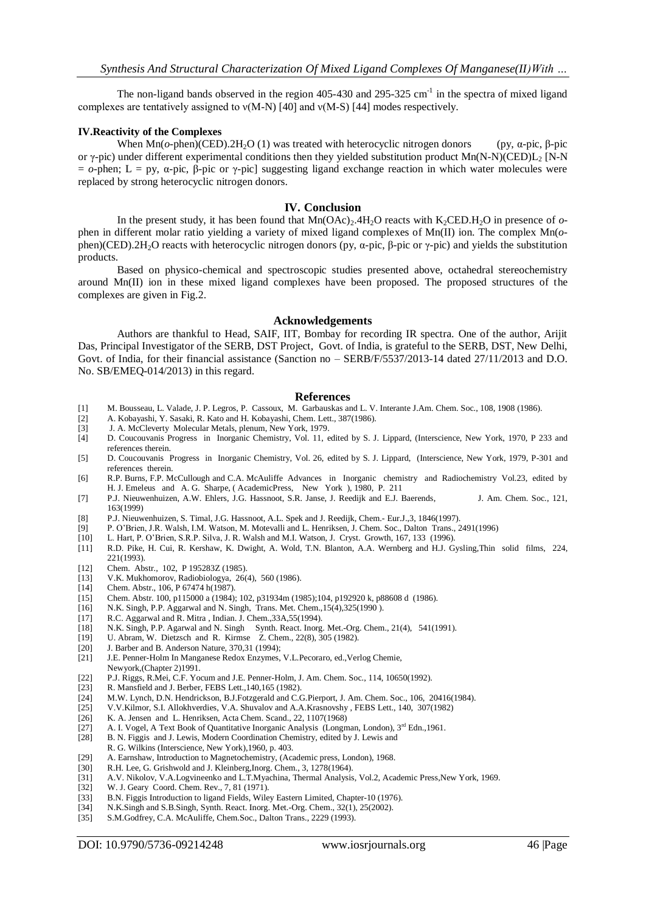The non-ligand bands observed in the region 405-430 and 295-325 $cm^{-1}$ in the spectra of mixed ligand complexes are tentatively assigned to ν(M-N) [40] and ν(M-S) [44] modes respectively.

#### IV.Reactivity of the Complexes

When Mn(*o*-phen)(CED).$2H_2O$ (1) was treated with heterocyclic nitrogen donors (py, α-pic, β-pic or γ-pic) under different experimental conditions then they yielded substitution product Mn(N-N)(CED)$L_2$ [N-N = *o*-phen; L = py, α-pic, β-pic or γ-pic] suggesting ligand exchange reaction in which water molecules were replaced by strong heterocyclic nitrogen donors.

## IV. Conclusion

In the present study, it has been found that $Mn(OAc)_2.4H_2O$ reacts with $K_2CED.H_2O$ in presence of *o*-phen in different molar ratio yielding a variety of mixed ligand complexes of Mn(II) ion. The complex Mn(*o*-phen)(CED).$2H_2O$ reacts with heterocyclic nitrogen donors (py, α-pic, β-pic or γ-pic) and yields the substitution products.

Based on physico-chemical and spectroscopic studies presented above, octahedral stereochemistry around Mn(II) ion in these mixed ligand complexes have been proposed. The proposed structures of the complexes are given in Fig.2.

## Acknowledgements

Authors are thankful to Head, SAIF, IIT, Bombay for recording IR spectra. One of the author, Arijit Das, Principal Investigator of the SERB, DST Project, Govt. of India, is grateful to the SERB, DST, New Delhi, Govt. of India, for their financial assistance (Sanction no – SERB/F/5537/2013-14 dated 27/11/2013 and D.O. No. SB/EMEQ-014/2013) in this regard.

## References

[1] M. Bousseau, L. Valade, J. P. Legros, P. Cassoux, M. Garbauskas and L. V. Interante J.Am. Chem. Soc., 108, 1908 (1986).
[2] A. Kobayashi, Y. Sasaki, R. Kato and H. Kobayashi, Chem. Lett., 387(1986).
[3] J. A. McCleverty Molecular Metals, plenum, New York, 1979.
[4] D. Coucouvanis Progress in Inorganic Chemistry, Vol. 11, edited by S. J. Lippard, (Interscience, New York, 1970, P 233 and references therein.
[5] D. Coucouvanis Progress in Inorganic Chemistry, Vol. 26, edited by S. J. Lippard, (Interscience, New York, 1979, P-301 and references therein.
[6] R.P. Burns, F.P. McCullough and C.A. McAuliffe Advances in Inorganic chemistry and Radiochemistry Vol.23, edited by H. J. Emeleus and A. G. Sharpe, ( AcademicPress, New York ), 1980, P. 211
[7] P.J. Nieuwenhuizen, A.W. Ehlers, J.G. Hassnoot, S.R. Janse, J. Reedijk and E.J. Baerends, J. Am. Chem. Soc., 121, 163(1999)
[8] P.J. Nieuwenhuizen, S. Timal, J.G. Hassnoot, A.L. Spek and J. Reedijk, Chem.- Eur.J.,3, 1846(1997).
[9] P. O'Brien, J.R. Walsh, I.M. Watson, M. Motevalli and L. Henriksen, J. Chem. Soc., Dalton Trans., 2491(1996)
[10] L. Hart, P. O'Brien, S.R.P. Silva, J. R. Walsh and M.I. Watson, J. Cryst. Growth, 167, 133 (1996).
[11] R.D. Pike, H. Cui, R. Kershaw, K. Dwight, A. Wold, T.N. Blanton, A.A. Wernberg and H.J. Gysling,Thin solid films, 224, 221(1993).
[12] Chem. Abstr., 102, P 195283Z (1985).
[13] V.K. Mukhomorov, Radiobiologya, 26(4), 560 (1986).
[14] Chem. Abstr., 106, P 67474 h(1987).
[15] Chem. Abstr. 100, p115000 a (1984); 102, p31934m (1985);104, p192920 k, p88608 d (1986).
[16] N.K. Singh, P.P. Aggarwal and N. Singh, Trans. Met. Chem.,15(4),325(1990 ).
[17] R.C. Aggarwal and R. Mitra , Indian. J. Chem.,33A,55(1994).
[18] N.K. Singh, P.P. Agarwal and N. Singh Synth. React. Inorg. Met.-Org. Chem., 21(4), 541(1991).
[19] U. Abram, W. Dietzsch and R. Kirmse Z. Chem., 22(8), 305 (1982).
[20] J. Barber and B. Anderson Nature, 370,31 (1994);
[21] J.E. Penner-Holm In Manganese Redox Enzymes, V.L.Pecoraro, ed.,Verlog Chemie, Newyork,(Chapter 2)1991.
[22] P.J. Riggs, R.Mei, C.F. Yocum and J.E. Penner-Holm, J. Am. Chem. Soc., 114, 10650(1992).
[23] R. Mansfield and J. Berber, FEBS Lett.,140,165 (1982).
[24] M.W. Lynch, D.N. Hendrickson, B.J.Fotzgerald and C.G.Pierport, J. Am. Chem. Soc., 106, 20416(1984).
[25] V.V.Kilmor, S.I. Allokhverdies, V.A. Shuvalov and A.A.Krasnovshy , FEBS Lett., 140, 307(1982)
[26] K. A. Jensen and L. Henriksen, Acta Chem. Scand., 22, 1107(1968)
[27] A. I. Vogel, A Text Book of Quantitative Inorganic Analysis (Longman, London), 3rd Edn.,1961.
[28] B. N. Figgis and J. Lewis, Modern Coordination Chemistry, edited by J. Lewis and R. G. Wilkins (Interscience, New York),1960, p. 403.
[29] A. Earnshaw, Introduction to Magnetochemistry, (Academic press, London), 1968.
[30] R.H. Lee, G. Grishwold and J. Kleinberg,Inorg. Chem., 3, 1278(1964).
[31] A.V. Nikolov, V.A.Logvineenko and L.T.Myachina, Thermal Analysis, Vol.2, Academic Press,New York, 1969.
[32] W. J. Geary Coord. Chem. Rev., 7, 81 (1971).
[33] B.N. Figgis Introduction to ligand Fields, Wiley Eastern Limited, Chapter-10 (1976).
[34] N.K.Singh and S.B.Singh, Synth. React. Inorg. Met.-Org. Chem., 32(1), 25(2002).
[35] S.M.Godfrey, C.A. McAuliffe, Chem.Soc., Dalton Trans., 2229 (1993).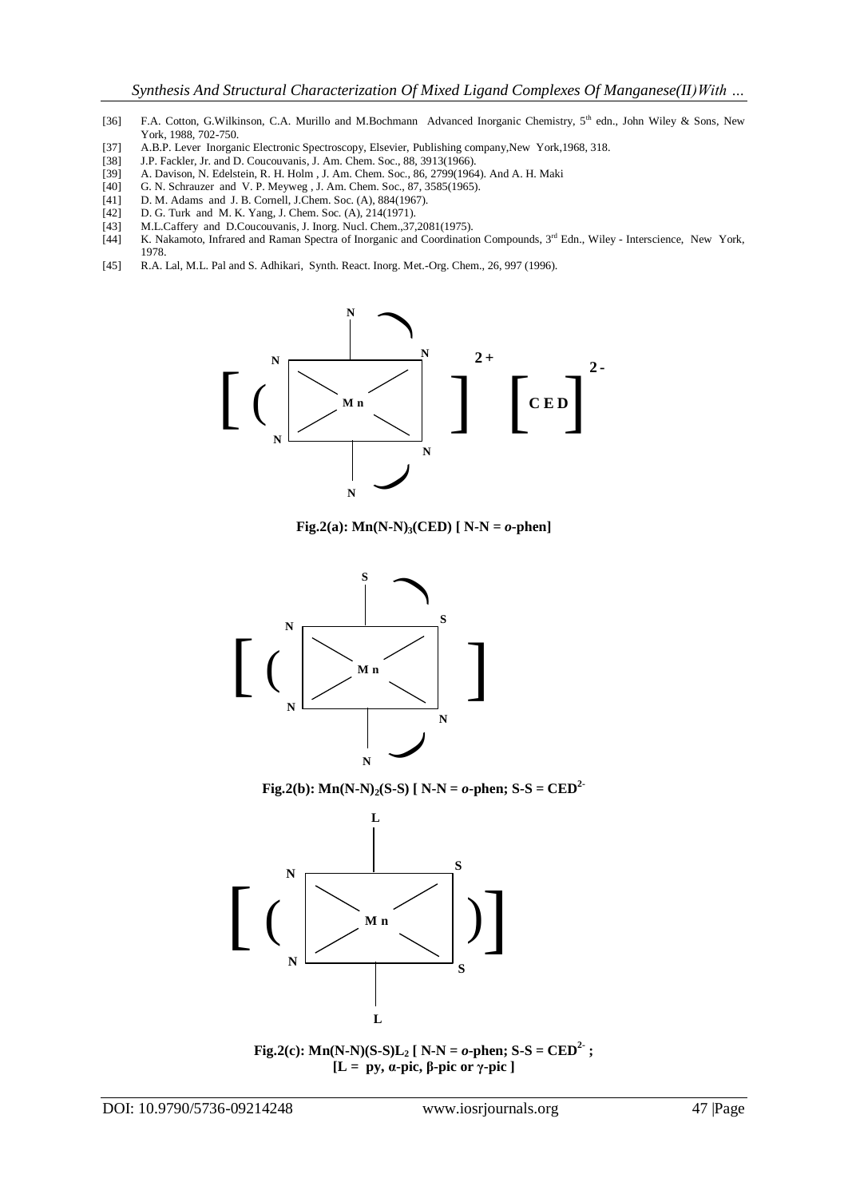[36] F.A. Cotton, G.Wilkinson, C.A. Murillo and M.Bochmann Advanced Inorganic Chemistry, 5th edn., John Wiley & Sons, New York, 1988, 702-750.

[37] A.B.P. Lever Inorganic Electronic Spectroscopy, Elsevier, Publishing company,New York,1968, 318.

[38] J.P. Fackler, Jr. and D. Coucouvanis, J. Am. Chem. Soc., 88, 3913(1966).

[39] A. Davison, N. Edelstein, R. H. Holm , J. Am. Chem. Soc., 86, 2799(1964). And A. H. Maki

[40] G. N. Schrauzer and V. P. Meyweg , J. Am. Chem. Soc., 87, 3585(1965).

[41] D. M. Adams and J. B. Cornell, J.Chem. Soc. (A), 884(1967).

[42] D. G. Turk and M. K. Yang, J. Chem. Soc. (A), 214(1971).

[43] M.L.Caffery and D.Coucouvanis, J. Inorg. Nucl. Chem.,37,2081(1975).

[44] K. Nakamoto, Infrared and Raman Spectra of Inorganic and Coordination Compounds, 3rd Edn., Wiley - Interscience, New York, 1978.

[45] R.A. Lal, M.L. Pal and S. Adhikari, Synth. React. Inorg. Met.-Org. Chem., 26, 997 (1996).

**Fig.2(a): $Mn(N\text{-}N)_3(CED)$ [ N-N = *o*-phen]**

**Fig.2(b): $Mn(N\text{-}N)_2(S\text{-}S)$ [ N-N = *o*-phen; S-S = $CED^{2-}$**

**Fig.2(c): $Mn(N\text{-}N)(S\text{-}S)L_2$ [ N-N = *o*-phen; S-S = $CED^{2-}$ ; [L = py, α-pic, β-pic or γ-pic ]**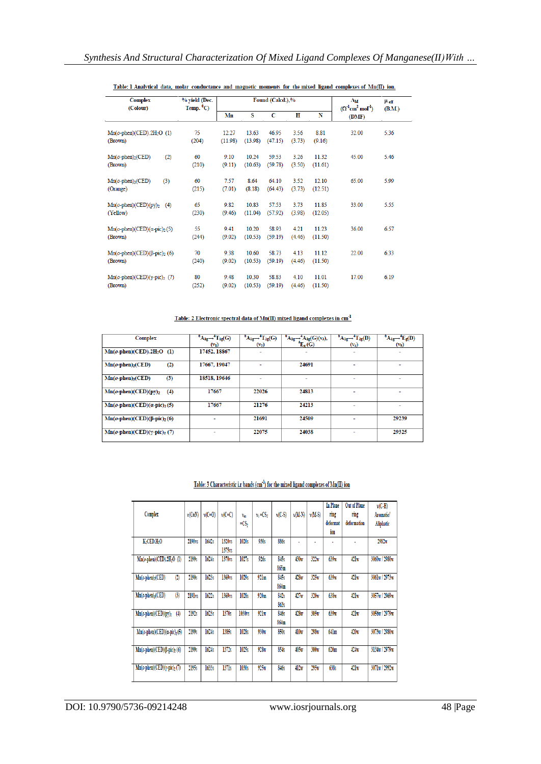**Table: 1 Analytical data, molar conductance and magnetic moments for the mixed ligand complexes of Mn(II) ion.**

| Complex (Colour) | % yield (Dec. Temp. $^0C$) | Found (Calcd.),% | | | | | $\Lambda_M$ ($\Omega^{-1}cm^2$ $mol^{-1}$) (DMF) | $\mu_{eff}$ (B.M.) |
|---|---|---|---|---|---|---|---|---|
| | | Mn | S | C | H | N | | |
| Mn(o-phen)(CED).2H$_2$O (1) (Brown) | 75 (204) | 12.27 (11.98) | 13.63 (13.98) | 46.95 (47.15) | 3.56 (3.73) | 8.81 (9.16) | 32.00 | 5.36 |
| Mn(o-phen)$_2$(CED) (2) (Brown) | 60 (210) | 9.10 (9.11) | 10.24 (10.63) | 59.53 (59.78) | 3.26 (3.50) | 11.32 (11.61) | 45.00 | 5.46 |
| Mn(o-phen)$_3$(CED) (3) (Orange) | 60 (215) | 7.57 (7.01) | 8.64 (8.18) | 64.10 (64.43) | 3.52 (3.73) | 12.10 (12.51) | 65.00 | 5.99 |
| Mn(o-phen)(CED)(py)$_2$ (4) (Yellow) | 65 (230) | 9.82 (9.46) | 10.83 (11.04) | 57.53 (57.92) | 3.73 (3.98) | 11.85 (12.05) | 33.00 | 5.55 |
| Mn(o-phen)(CED)(α-pic)$_2$ (5) (Brown) | 55 (244) | 9.41 (9.02) | 10.20 (10.53) | 58.93 (59.19) | 4.21 (4.46) | 11.23 (11.50) | 36.00 | 6.57 |
| Mn(o-phen)(CED)(β-pic)$_2$ (6) (Brown) | 70 (240) | 9.38 (9.02) | 10.60 (10.53) | 58.73 (59.19) | 4.13 (4.46) | 11.12 (11.50) | 22.00 | 6.33 |
| Mn(o-phen)(CED)(γ-pic)$_2$ (7) (Brown) | 80 (252) | 9.48 (9.02) | 10.30 (10.53) | 58.83 (59.19) | 4.10 (4.46) | 11.01 (11.50) | 17.00 | 6.19 |

**Table: 2 Electronic spectral data of Mn(II) mixed ligand complexes in cm$^{-1}$**

| Complex | $^6A_{1g} \rightarrow ^4T_{1g}(G)$ ($\nu_1$) | $^6A_{1g} \rightarrow ^4T_{2g}(G)$ ($\nu_2$) | $^6A_{1g} \rightarrow ^4A_{1g}(G)(\nu_3)$, $^4E_g(G)$ | $^6A_{1g} \rightarrow ^4T_{2g}(D)$ ($\nu_4$) | $^6A_{1g} \rightarrow ^4E_g(D)$ ($\nu_5$) |
|---|---|---|---|---|---|
| **Mn(o-phen)(CED).2H$_2$O (1)** | 17452, 18867 | - | - | - | - |
| **Mn(o-phen)$_2$(CED) (2)** | 17667, 19047 | - | 24691 | - | - |
| **Mn(o-phen)$_3$(CED) (3)** | 18518, 19646 | - | - | - | - |
| **Mn(o-phen)(CED)(py)$_2$ (4)** | 17667 | 22026 | 24813 | - | - |
| **Mn(o-phen)(CED)(α-pic)$_2$ (5)** | 17667 | 21276 | 24213 | - | - |
| **Mn(o-phen)(CED)(β-pic)$_2$ (6)** | - | 21691 | 24509 | - | 29239 |
| **Mn(o-phen)(CED)(γ-pic)$_2$ (7)** | - | 22075 | 24038 | - | 29325 |

**Table: 3 Characteristic i.r bands (cm$^{-1}$) for the mixed ligand complexes of Mn(II) ion**

| Complex | ν(C≡N) | ν(C=O) | ν(C=C) | $\nu_{as}$ =CS$_2$ | $\nu_s$=CS$_2$ | ν(C-S) | ν(M-N) | ν(M-S) | In Plane ring deformation | Out of Plane ring deformation | ν(C-H) Aromatic/ Aliphatic |
|---|---|---|---|---|---|---|---|---|---|---|---|
| K$_2$CED.H$_2$O | 2190vs | 1642s | 1320vs 1375vs | 1020s | 930s | 886s | - | - | - | - | 2982w |
| Mn(o-phen)(CED).2H$_2$O (1) | 2199s | 1624s | 1370vs | 1027s | 926s | 845s 865m | 430w | 322w | 639w | 421w | 3060w / 2980w |
| Mn(o-phen)$_2$(CED) (2) | 2190s | 1623s | 1369vs | 1029s | 921m | 845s 864m | 428w | 325w | 639w | 421w | 3061w / 2973w |
| Mn(o-phen)$_3$(CED) (3) | 2191vs | 1622s | 1369vs | 1028s | 920m | 842s 863s | 427w | 320w | 638w | 421w | 3057w / 2969w |
| Mn(o-phen)(CED)(py)$_2$ (4) | 2192s | 1623s | 1370s | 1030vs | 921w | 846s 864m | 428w | 305w | 639w | 421w | 3056w / 2979w |
| Mn(o-phen)(CED)(α-pic)$_2$ (5) | 2199s | 1624s | 1385s | 1028s | 930w | 850s | 410w | 298w | 641m | 420w | 3073w / 2980w |
| Mn(o-phen)(CED)(β-pic)$_2$ (6) | 2199s | 1624s | 1372s | 1025s | 928w | 854s | 405w | 300w | 620m | 424w | 3134w / 2979w |
| Mn(o-phen)(CED)(γ-pic)$_2$ (7) | 2195s | 1633s | 1371s | 1030s | 925w | 846s | 412w | 295w | 638s | 421w | 3071w / 2992w |